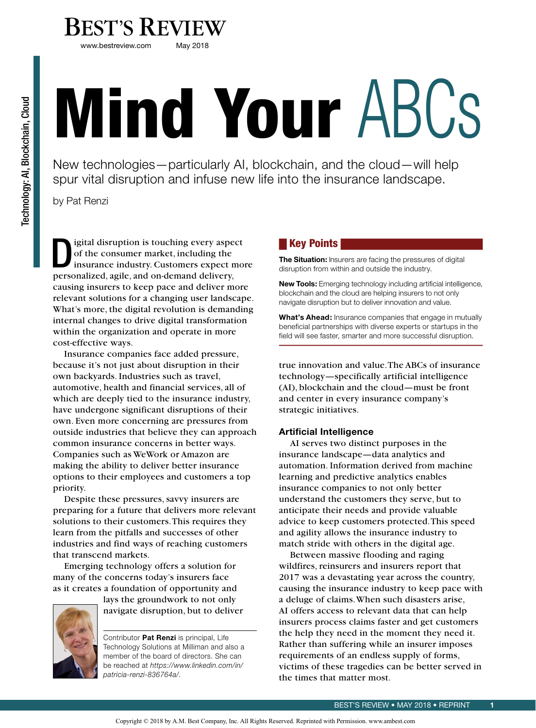# Mind Your ABCs

New technologies—particularly AI, blockchain, and the cloud—will help spur vital disruption and infuse new life into the insurance landscape.

by Pat Renzi

Technology: AI, Blockchain, Cloud

Digital disruption is touching every aspect of the consumer market, including the insurance industry. Customers expect more personalized, agile, and on-demand delivery, causing insurers to keep pace and deliver more relevant solutions for a changing user landscape. What's more, the digital revolution is demanding internal changes to drive digital transformation within the organization and operate in more cost-effective ways.

Insurance companies face added pressure, because it's not just about disruption in their own backyards. Industries such as travel, automotive, health and financial services, all of which are deeply tied to the insurance industry, have undergone significant disruptions of their own. Even more concerning are pressures from outside industries that believe they can approach common insurance concerns in better ways. Companies such as WeWork or Amazon are making the ability to deliver better insurance options to their employees and customers a top priority.

Despite these pressures, savvy insurers are preparing for a future that delivers more relevant solutions to their customers. This requires they learn from the pitfalls and successes of other industries and find ways of reaching customers that transcend markets.

Emerging technology offers a solution for many of the concerns today's insurers face as it creates a foundation of opportunity and lays the groundwork to not only navigate disruption, but to deliver true innovation and value. The ABCs of insurance technology—specifically artificial intelligence (AI), blockchain and the cloud—must be front and center in every insurance company's strategic initiatives.

Contributor **Pat Renzi** is principal, Life Technology Solutions at Milliman and also a member of the board of directors. She can be reached at *https://www.linkedin.com/in/patricia-renzi-836764a/*.

## Key Points

**The Situation:** Insurers are facing the pressures of digital disruption from within and outside the industry.

**New Tools:** Emerging technology including artificial intelligence, blockchain and the cloud are helping insurers to not only navigate disruption but to deliver innovation and value.

**What's Ahead:** Insurance companies that engage in mutually beneficial partnerships with diverse experts or startups in the field will see faster, smarter and more successful disruption.

### Artificial Intelligence

AI serves two distinct purposes in the insurance landscape—data analytics and automation. Information derived from machine learning and predictive analytics enables insurance companies to not only better understand the customers they serve, but to anticipate their needs and provide valuable advice to keep customers protected. This speed and agility allows the insurance industry to match stride with others in the digital age.

Between massive flooding and raging wildfires, reinsurers and insurers report that 2017 was a devastating year across the country, causing the insurance industry to keep pace with a deluge of claims. When such disasters arise, AI offers access to relevant data that can help insurers process claims faster and get customers the help they need in the moment they need it. Rather than suffering while an insurer imposes requirements of an endless supply of forms, victims of these tragedies can be better served in the times that matter most.

Copyright © 2018 by A.M. Best Company, Inc. All Rights Reserved. Reprinted with Permission. www.ambest.com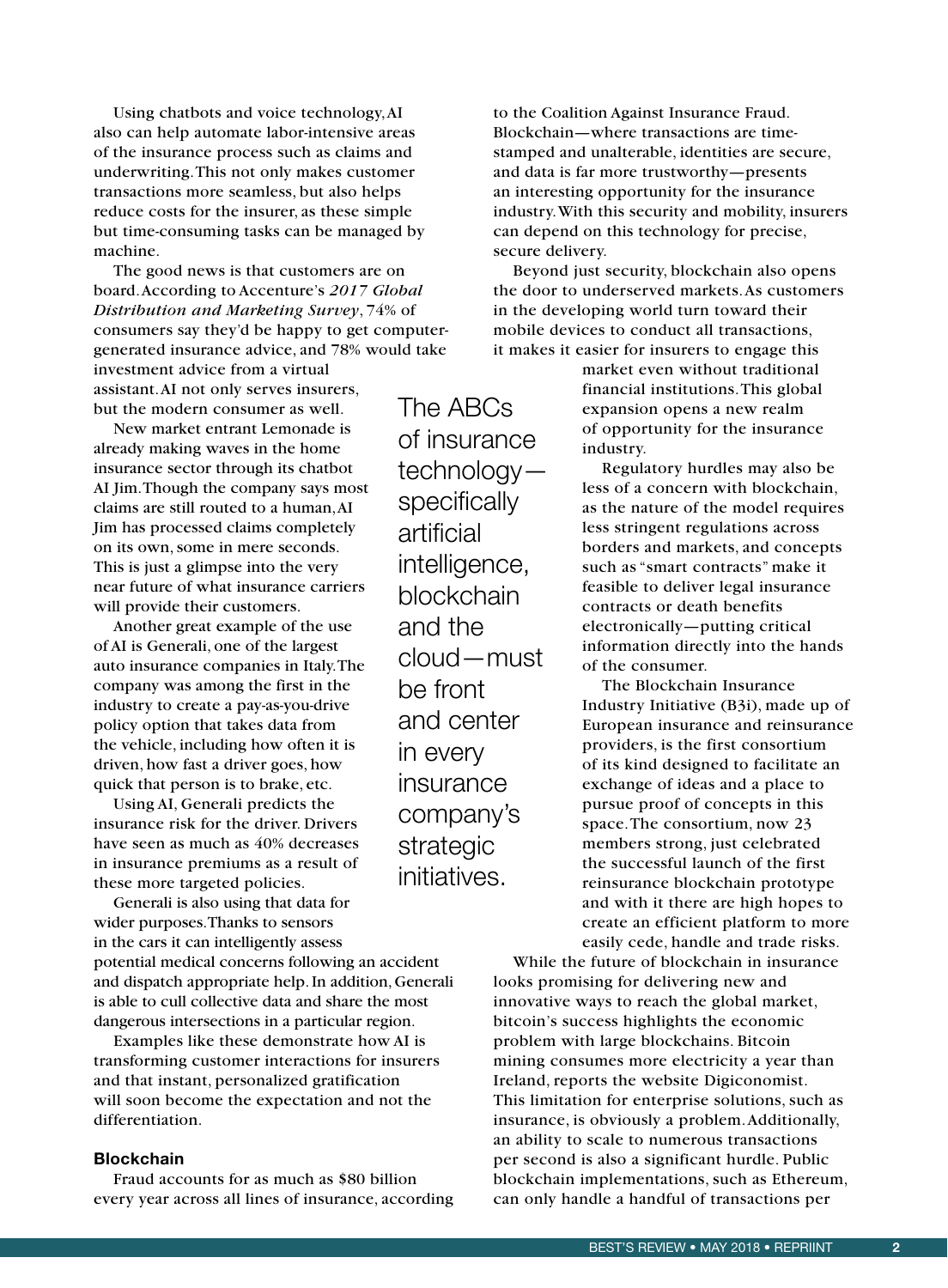Using chatbots and voice technology, AI also can help automate labor-intensive areas of the insurance process such as claims and underwriting. This not only makes customer transactions more seamless, but also helps reduce costs for the insurer, as these simple but time-consuming tasks can be managed by machine.

The good news is that customers are on board. According to Accenture's *2017 Global Distribution and Marketing Survey*, 74% of consumers say they'd be happy to get computer-generated insurance advice, and 78% would take investment advice from a virtual assistant. AI not only serves insurers, but the modern consumer as well.

New market entrant Lemonade is already making waves in the home insurance sector through its chatbot AI Jim. Though the company says most claims are still routed to a human, AI Jim has processed claims completely on its own, some in mere seconds. This is just a glimpse into the very near future of what insurance carriers will provide their customers.

Another great example of the use of AI is Generali, one of the largest auto insurance companies in Italy. The company was among the first in the industry to create a pay-as-you-drive policy option that takes data from the vehicle, including how often it is driven, how fast a driver goes, how quick that person is to brake, etc.

Using AI, Generali predicts the insurance risk for the driver. Drivers have seen as much as 40% decreases in insurance premiums as a result of these more targeted policies.

Generali is also using that data for wider purposes. Thanks to sensors in the cars it can intelligently assess potential medical concerns following an accident and dispatch appropriate help. In addition, Generali is able to cull collective data and share the most dangerous intersections in a particular region.

Examples like these demonstrate how AI is transforming customer interactions for insurers and that instant, personalized gratification will soon become the expectation and not the differentiation.

> The ABCs of insurance technology—specifically artificial intelligence, blockchain and the cloud—must be front and center in every insurance company's strategic initiatives.

### Blockchain

Fraud accounts for as much as $80 billion every year across all lines of insurance, according to the Coalition Against Insurance Fraud. Blockchain—where transactions are time-stamped and unalterable, identities are secure, and data is far more trustworthy—presents an interesting opportunity for the insurance industry. With this security and mobility, insurers can depend on this technology for precise, secure delivery.

Beyond just security, blockchain also opens the door to underserved markets. As customers in the developing world turn toward their mobile devices to conduct all transactions, it makes it easier for insurers to engage this market even without traditional financial institutions. This global expansion opens a new realm of opportunity for the insurance industry.

Regulatory hurdles may also be less of a concern with blockchain, as the nature of the model requires less stringent regulations across borders and markets, and concepts such as "smart contracts" make it feasible to deliver legal insurance contracts or death benefits electronically—putting critical information directly into the hands of the consumer.

The Blockchain Insurance Industry Initiative (B3i), made up of European insurance and reinsurance providers, is the first consortium of its kind designed to facilitate an exchange of ideas and a place to pursue proof of concepts in this space. The consortium, now 23 members strong, just celebrated the successful launch of the first reinsurance blockchain prototype and with it there are high hopes to create an efficient platform to more easily cede, handle and trade risks.

While the future of blockchain in insurance looks promising for delivering new and innovative ways to reach the global market, bitcoin's success highlights the economic problem with large blockchains. Bitcoin mining consumes more electricity a year than Ireland, reports the website Digiconomist. This limitation for enterprise solutions, such as insurance, is obviously a problem. Additionally, an ability to scale to numerous transactions per second is also a significant hurdle. Public blockchain implementations, such as Ethereum, can only handle a handful of transactions per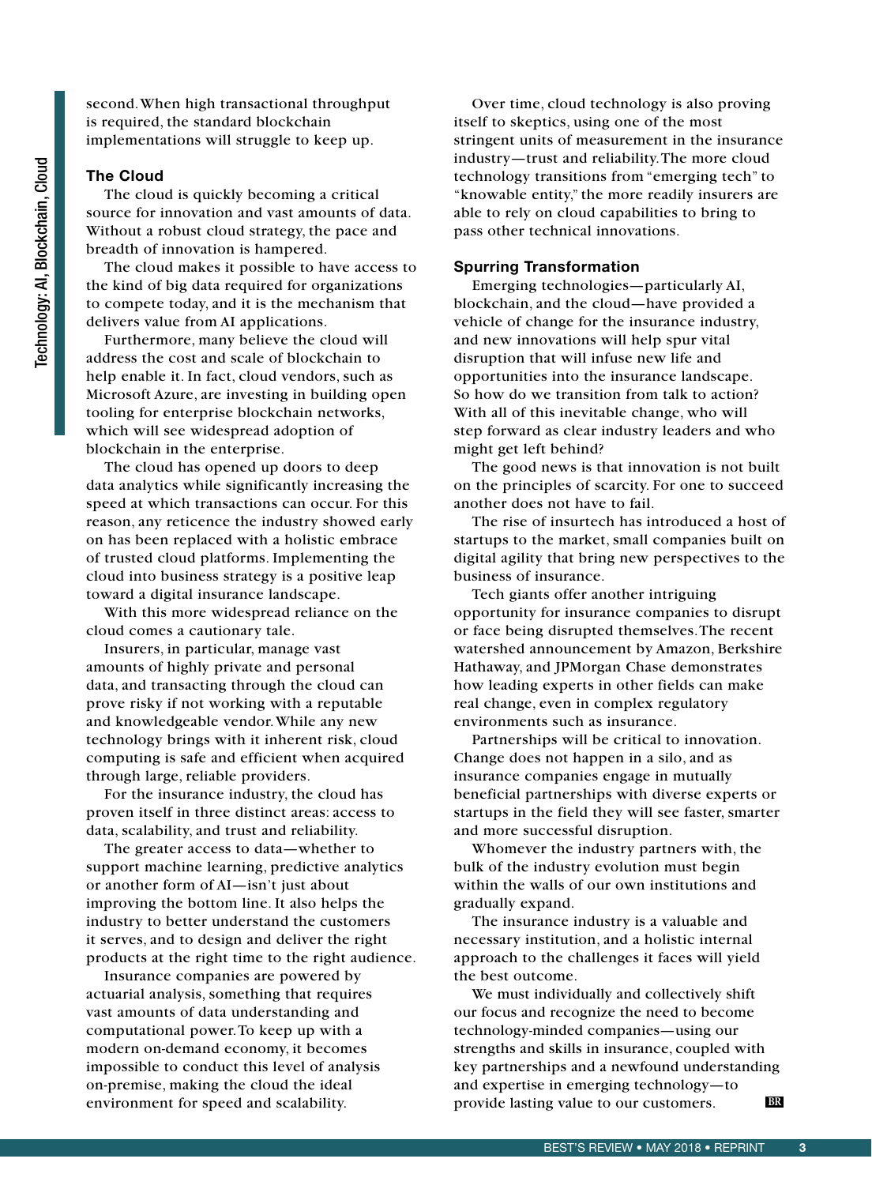second. When high transactional throughput is required, the standard blockchain implementations will struggle to keep up.

## The Cloud

The cloud is quickly becoming a critical source for innovation and vast amounts of data. Without a robust cloud strategy, the pace and breadth of innovation is hampered.

The cloud makes it possible to have access to the kind of big data required for organizations to compete today, and it is the mechanism that delivers value from AI applications.

Furthermore, many believe the cloud will address the cost and scale of blockchain to help enable it. In fact, cloud vendors, such as Microsoft Azure, are investing in building open tooling for enterprise blockchain networks, which will see widespread adoption of blockchain in the enterprise.

The cloud has opened up doors to deep data analytics while significantly increasing the speed at which transactions can occur. For this reason, any reticence the industry showed early on has been replaced with a holistic embrace of trusted cloud platforms. Implementing the cloud into business strategy is a positive leap toward a digital insurance landscape.

With this more widespread reliance on the cloud comes a cautionary tale.

Insurers, in particular, manage vast amounts of highly private and personal data, and transacting through the cloud can prove risky if not working with a reputable and knowledgeable vendor. While any new technology brings with it inherent risk, cloud computing is safe and efficient when acquired through large, reliable providers.

For the insurance industry, the cloud has proven itself in three distinct areas: access to data, scalability, and trust and reliability.

The greater access to data—whether to support machine learning, predictive analytics or another form of AI—isn't just about improving the bottom line. It also helps the industry to better understand the customers it serves, and to design and deliver the right products at the right time to the right audience.

Insurance companies are powered by actuarial analysis, something that requires vast amounts of data understanding and computational power. To keep up with a modern on-demand economy, it becomes impossible to conduct this level of analysis on-premise, making the cloud the ideal environment for speed and scalability.

Over time, cloud technology is also proving itself to skeptics, using one of the most stringent units of measurement in the insurance industry—trust and reliability. The more cloud technology transitions from "emerging tech" to "knowable entity," the more readily insurers are able to rely on cloud capabilities to bring to pass other technical innovations.

## Spurring Transformation

Emerging technologies—particularly AI, blockchain, and the cloud—have provided a vehicle of change for the insurance industry, and new innovations will help spur vital disruption that will infuse new life and opportunities into the insurance landscape. So how do we transition from talk to action? With all of this inevitable change, who will step forward as clear industry leaders and who might get left behind?

The good news is that innovation is not built on the principles of scarcity. For one to succeed another does not have to fail.

The rise of insurtech has introduced a host of startups to the market, small companies built on digital agility that bring new perspectives to the business of insurance.

Tech giants offer another intriguing opportunity for insurance companies to disrupt or face being disrupted themselves. The recent watershed announcement by Amazon, Berkshire Hathaway, and JPMorgan Chase demonstrates how leading experts in other fields can make real change, even in complex regulatory environments such as insurance.

Partnerships will be critical to innovation. Change does not happen in a silo, and as insurance companies engage in mutually beneficial partnerships with diverse experts or startups in the field they will see faster, smarter and more successful disruption.

Whomever the industry partners with, the bulk of the industry evolution must begin within the walls of our own institutions and gradually expand.

The insurance industry is a valuable and necessary institution, and a holistic internal approach to the challenges it faces will yield the best outcome.

We must individually and collectively shift our focus and recognize the need to become technology-minded companies—using our strengths and skills in insurance, coupled with key partnerships and a newfound understanding and expertise in emerging technology—to provide lasting value to our customers. BR